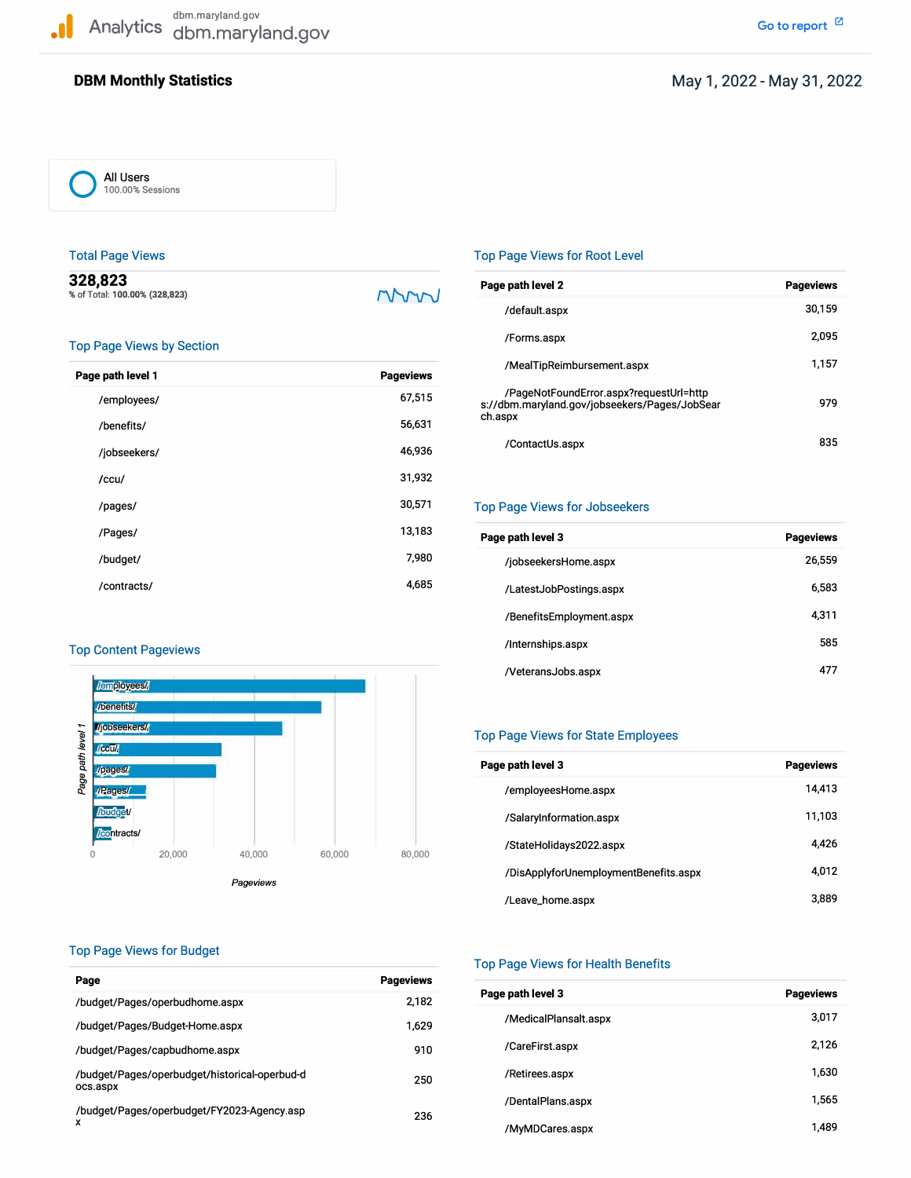Analytics dbm.maryland.gov dbm.maryland.gov

Go to report

# DBM Monthly Statistics

May 1, 2022 - May 31, 2022

All Users
100.00% Sessions

## Total Page Views

**328,823**
% of Total: **100.00% (328,823)**

## Top Page Views by Section

| Page path level 1 | Pageviews |
|---|---|
| /employees/ | 67,515 |
| /benefits/ | 56,631 |
| /jobseekers/ | 46,936 |
| /ccu/ | 31,932 |
| /pages/ | 30,571 |
| /Pages/ | 13,183 |
| /budget/ | 7,980 |
| /contracts/ | 4,685 |

## Top Content Pageviews

| Page path level 1 | Pageviews |
|---|---|
| /employees/ | ~67,500 |
| /benefits/ | ~56,600 |
| /jobseekers/ | ~46,900 |
| /ccu/ | ~31,900 |
| /pages/ | ~30,600 |
| /Pages/ | ~13,200 |
| /budget/ | ~8,000 |
| /contracts/ | ~4,700 |

## Top Page Views for Budget

| Page | Pageviews |
|---|---|
| /budget/Pages/operbudhome.aspx | 2,182 |
| /budget/Pages/Budget-Home.aspx | 1,629 |
| /budget/Pages/capbudhome.aspx | 910 |
| /budget/Pages/operbudget/historical-operbud-docs.aspx | 250 |
| /budget/Pages/operbudget/FY2023-Agency.aspx | 236 |

## Top Page Views for Root Level

| Page path level 2 | Pageviews |
|---|---|
| /default.aspx | 30,159 |
| /Forms.aspx | 2,095 |
| /MealTipReimbursement.aspx | 1,157 |
| /PageNotFoundError.aspx?requestUrl=https://dbm.maryland.gov/jobseekers/Pages/JobSearch.aspx | 979 |
| /ContactUs.aspx | 835 |

## Top Page Views for Jobseekers

| Page path level 3 | Pageviews |
|---|---|
| /jobseekersHome.aspx | 26,559 |
| /LatestJobPostings.aspx | 6,583 |
| /BenefitsEmployment.aspx | 4,311 |
| /Internships.aspx | 585 |
| /VeteransJobs.aspx | 477 |

## Top Page Views for State Employees

| Page path level 3 | Pageviews |
|---|---|
| /employeesHome.aspx | 14,413 |
| /SalaryInformation.aspx | 11,103 |
| /StateHolidays2022.aspx | 4,426 |
| /DisApplyforUnemploymentBenefits.aspx | 4,012 |
| /Leave_home.aspx | 3,889 |

## Top Page Views for Health Benefits

| Page path level 3 | Pageviews |
|---|---|
| /MedicalPlansalt.aspx | 3,017 |
| /CareFirst.aspx | 2,126 |
| /Retirees.aspx | 1,630 |
| /DentalPlans.aspx | 1,565 |
| /MyMDCares.aspx | 1,489 |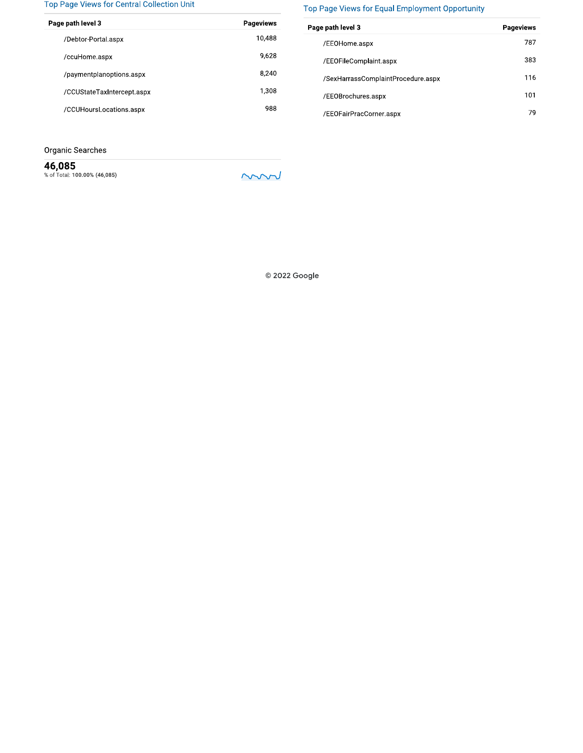### Top Page Views for Central Collection Unit

| Page path level 3 | Pageviews |
|---|---|
| /Debtor-Portal.aspx | 10,488 |
| /ccuHome.aspx | 9,628 |
| /paymentplanoptions.aspx | 8,240 |
| /CCUStateTaxIntercept.aspx | 1,308 |
| /CCUHoursLocations.aspx | 988 |

### Top Page Views for Equal Employment Opportunity

| Page path level 3 | Pageviews |
|---|---|
| /EEOHome.aspx | 787 |
| /EEOFileComplaint.aspx | 383 |
| /SexHarrassComplaintProcedure.aspx | 116 |
| /EEOBrochures.aspx | 101 |
| /EEOFairPracCorner.aspx | 79 |

### Organic Searches

**46,085**
% of Total: **100.00% (46,085)**

© 2022 Google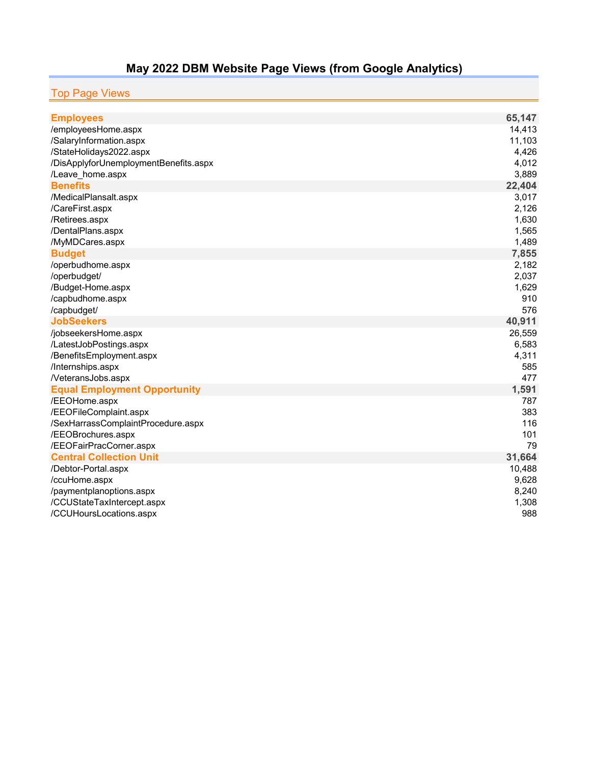# May 2022 DBM Website Page Views (from Google Analytics)

## Top Page Views

| Page | Views |
|---|---|
| **Employees** | **65,147** |
| /employeesHome.aspx | 14,413 |
| /SalaryInformation.aspx | 11,103 |
| /StateHolidays2022.aspx | 4,426 |
| /DisApplyforUnemploymentBenefits.aspx | 4,012 |
| /Leave_home.aspx | 3,889 |
| **Benefits** | **22,404** |
| /MedicalPlansalt.aspx | 3,017 |
| /CareFirst.aspx | 2,126 |
| /Retirees.aspx | 1,630 |
| /DentalPlans.aspx | 1,565 |
| /MyMDCares.aspx | 1,489 |
| **Budget** | **7,855** |
| /operbudhome.aspx | 2,182 |
| /operbudget/ | 2,037 |
| /Budget-Home.aspx | 1,629 |
| /capbudhome.aspx | 910 |
| /capbudget/ | 576 |
| **JobSeekers** | **40,911** |
| /jobseekersHome.aspx | 26,559 |
| /LatestJobPostings.aspx | 6,583 |
| /BenefitsEmployment.aspx | 4,311 |
| /Internships.aspx | 585 |
| /VeteransJobs.aspx | 477 |
| **Equal Employment Opportunity** | **1,591** |
| /EEOHome.aspx | 787 |
| /EEOFileComplaint.aspx | 383 |
| /SexHarrassComplaintProcedure.aspx | 116 |
| /EEOBrochures.aspx | 101 |
| /EEOFairPracCorner.aspx | 79 |
| **Central Collection Unit** | **31,664** |
| /Debtor-Portal.aspx | 10,488 |
| /ccuHome.aspx | 9,628 |
| /paymentplanoptions.aspx | 8,240 |
| /CCUStateTaxIntercept.aspx | 1,308 |
| /CCUHoursLocations.aspx | 988 |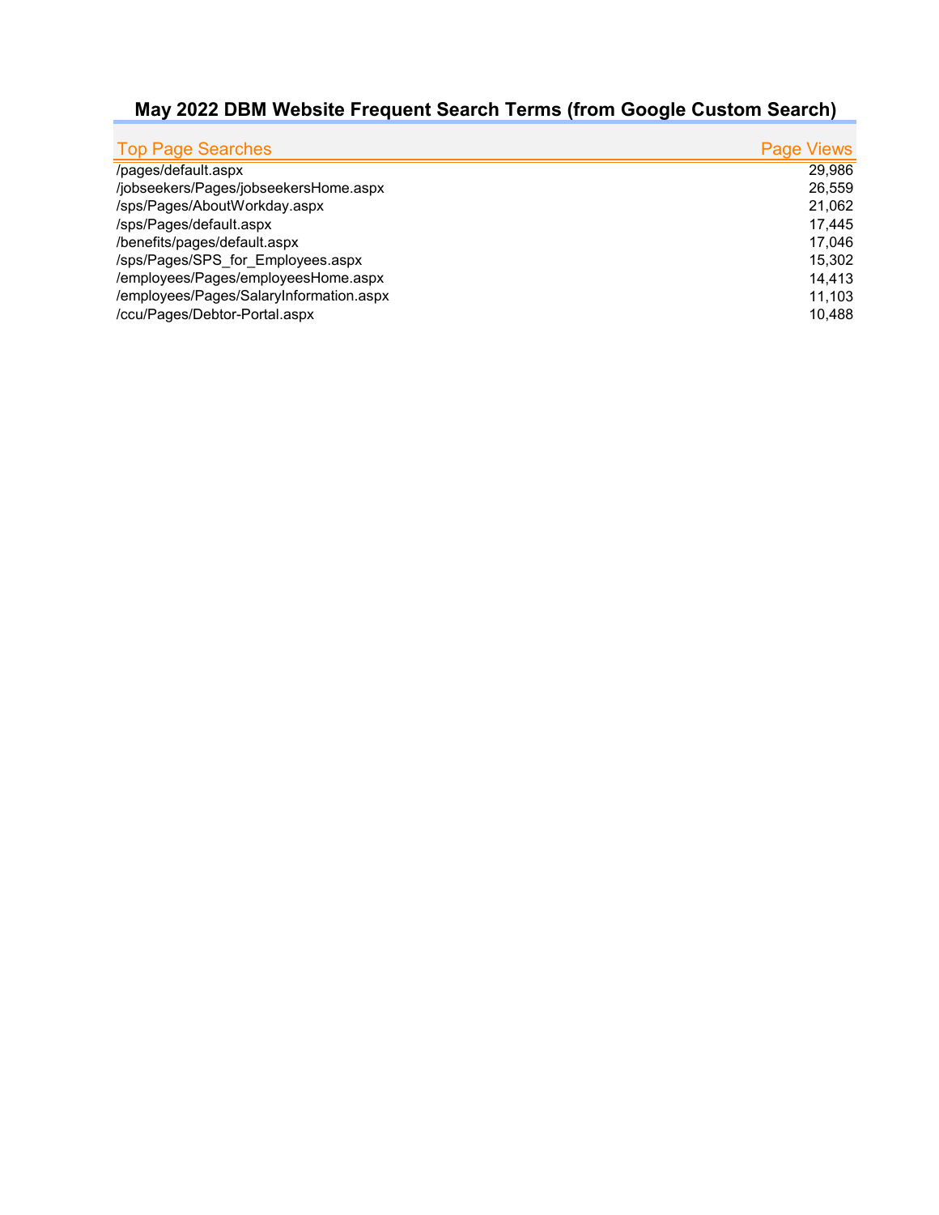## May 2022 DBM Website Frequent Search Terms (from Google Custom Search)

| Top Page Searches | Page Views |
|---|---|
| /pages/default.aspx | 29,986 |
| /jobseekers/Pages/jobseekersHome.aspx | 26,559 |
| /sps/Pages/AboutWorkday.aspx | 21,062 |
| /sps/Pages/default.aspx | 17,445 |
| /benefits/pages/default.aspx | 17,046 |
| /sps/Pages/SPS_for_Employees.aspx | 15,302 |
| /employees/Pages/employeesHome.aspx | 14,413 |
| /employees/Pages/SalaryInformation.aspx | 11,103 |
| /ccu/Pages/Debtor-Portal.aspx | 10,488 |